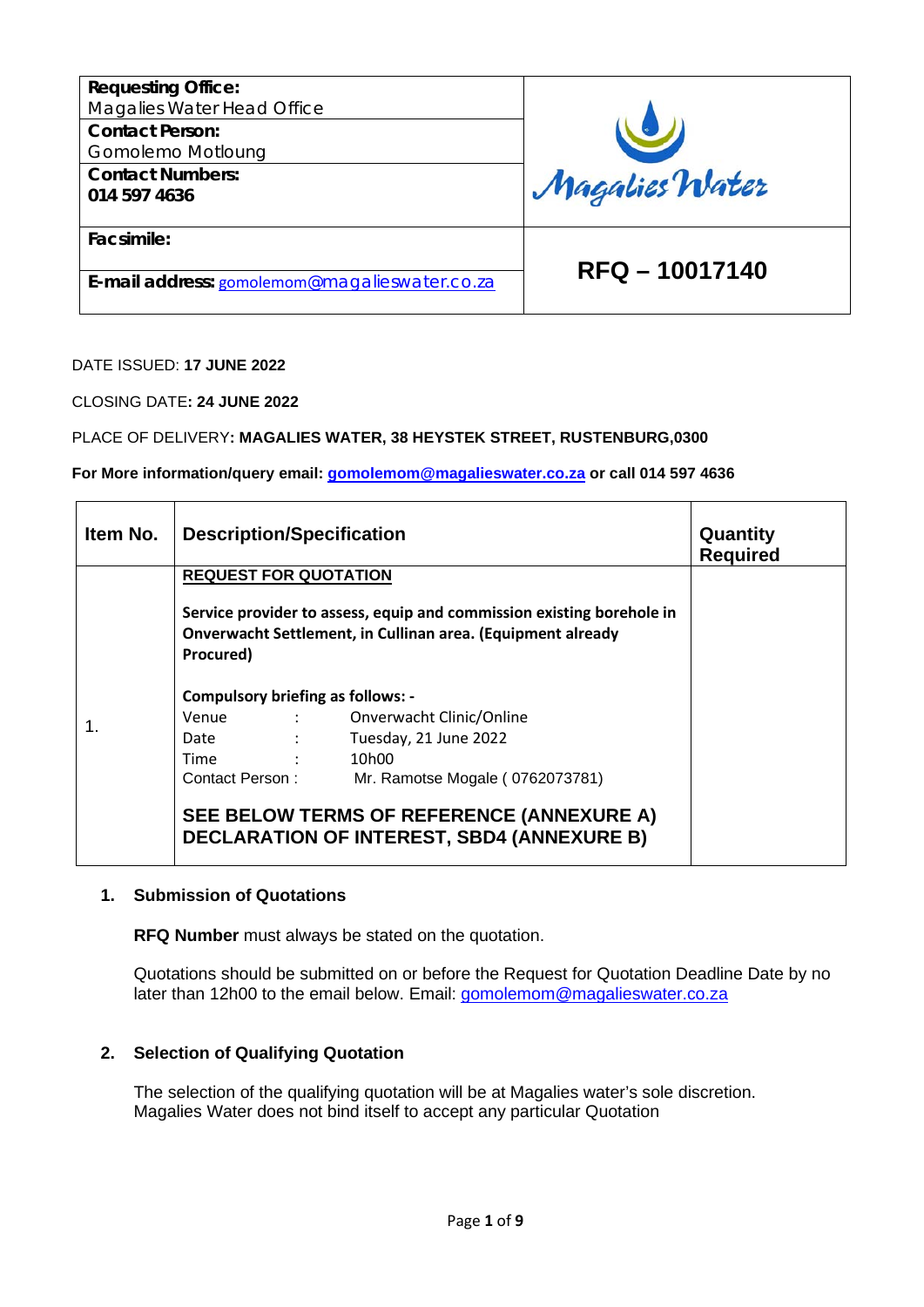| **Requesting Office:** Magalies Water Head Office | Magalies Water |
|---|---|
| **Contact Person:** Gomolemo Motloung | |
| **Contact Numbers:** **014 597 4636** | |
| **Facsimile:** | **RFQ – 10017140** |
| **E-mail address:** gomolemom@magalieswater.co.za | |

DATE ISSUED: **17 JUNE 2022**

CLOSING DATE**: 24 JUNE 2022**

PLACE OF DELIVERY**: MAGALIES WATER, 38 HEYSTEK STREET, RUSTENBURG,0300**

**For More information/query email: gomolemom@magalieswater.co.za or call 014 597 4636**

| Item No. | Description/Specification | Quantity Required |
|---|---|---|
| 1. | **REQUEST FOR QUOTATION**<br><br>**Service provider to assess, equip and commission existing borehole in Onverwacht Settlement, in Cullinan area. (Equipment already Procured)**<br><br>**Compulsory briefing as follows: -**<br>Venue : Onverwacht Clinic/Online<br>Date : Tuesday, 21 June 2022<br>Time : 10h00<br>Contact Person : Mr. Ramotse Mogale ( 0762073781)<br><br>**SEE BELOW TERMS OF REFERENCE (ANNEXURE A) DECLARATION OF INTEREST, SBD4 (ANNEXURE B)** | |

1. **Submission of Quotations**

   **RFQ Number** must always be stated on the quotation.

   Quotations should be submitted on or before the Request for Quotation Deadline Date by no later than 12h00 to the email below. Email: gomolemom@magalieswater.co.za

2. **Selection of Qualifying Quotation**

   The selection of the qualifying quotation will be at Magalies water's sole discretion. Magalies Water does not bind itself to accept any particular Quotation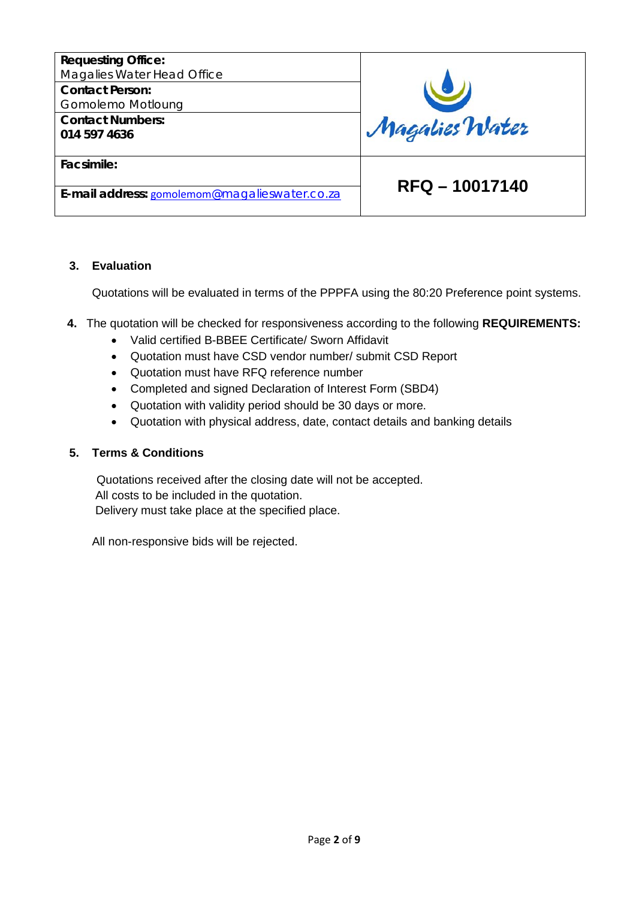| **Requesting Office:** Magalies Water Head Office | Magalies Water |
|---|---|
| **Contact Person:** Gomolemo Motloung | |
| **Contact Numbers:** **014 597 4636** | |
| **Facsimile:** | **RFQ – 10017140** |
| **E-mail address:** gomolemom@magalieswater.co.za | |

**3. Evaluation**

Quotations will be evaluated in terms of the PPPFA using the 80:20 Preference point systems.

**4.** The quotation will be checked for responsiveness according to the following **REQUIREMENTS:**

- Valid certified B-BBEE Certificate/ Sworn Affidavit
- Quotation must have CSD vendor number/ submit CSD Report
- Quotation must have RFQ reference number
- Completed and signed Declaration of Interest Form (SBD4)
- Quotation with validity period should be 30 days or more.
- Quotation with physical address, date, contact details and banking details

**5. Terms & Conditions**

Quotations received after the closing date will not be accepted.
All costs to be included in the quotation.
Delivery must take place at the specified place.

All non-responsive bids will be rejected.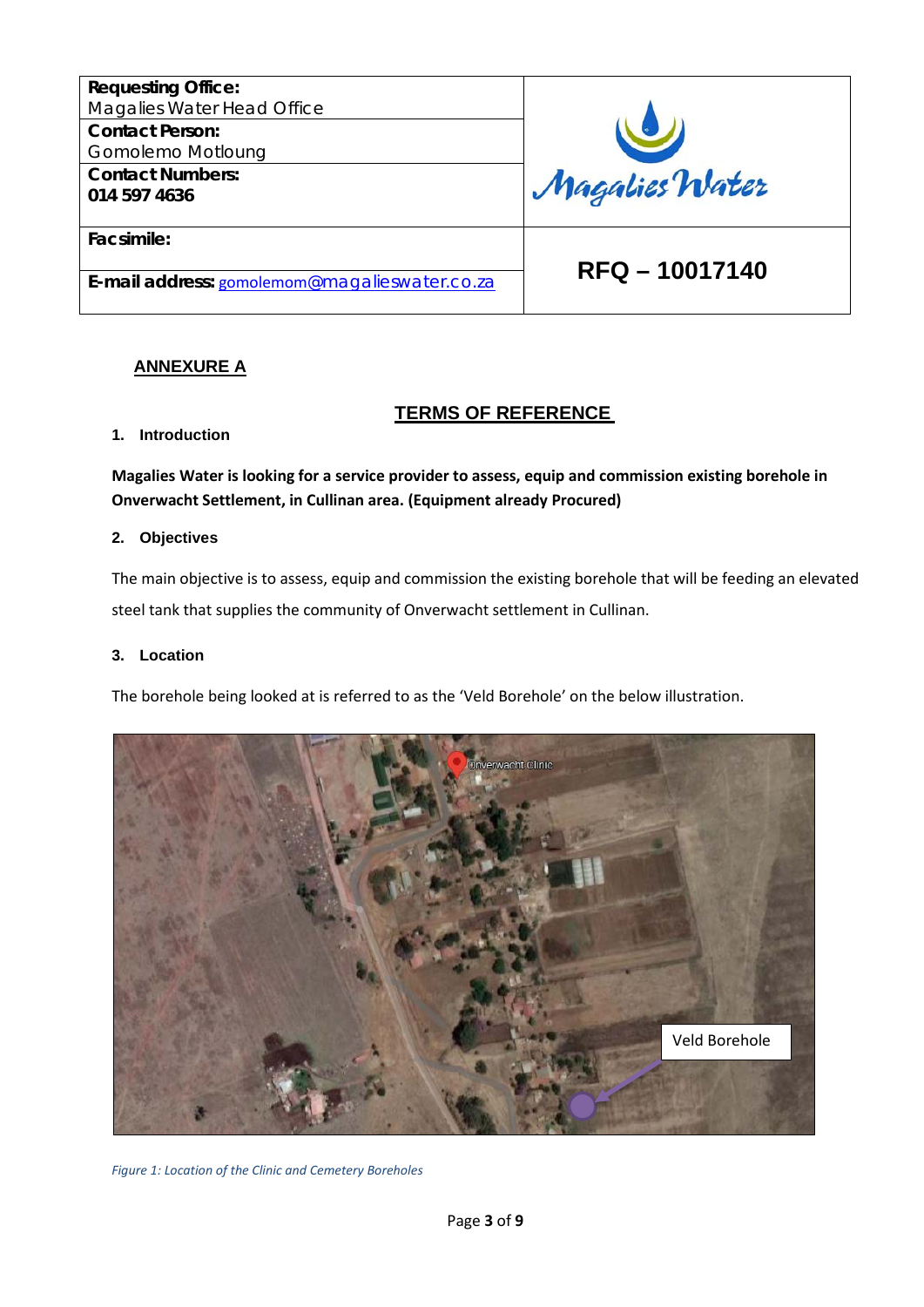| Requesting Office: Magalies Water Head Office | Magalies Water |
| --- | --- |
| Contact Person: Gomolemo Motloung | |
| Contact Numbers: 014 597 4636 | |
| Facsimile: | RFQ – 10017140 |
| E-mail address: gomolemom@magalieswater.co.za | |

## ANNEXURE A

## TERMS OF REFERENCE

### 1. Introduction

**Magalies Water is looking for a service provider to assess, equip and commission existing borehole in Onverwacht Settlement, in Cullinan area. (Equipment already Procured)**

### 2. Objectives

The main objective is to assess, equip and commission the existing borehole that will be feeding an elevated steel tank that supplies the community of Onverwacht settlement in Cullinan.

### 3. Location

The borehole being looked at is referred to as the 'Veld Borehole' on the below illustration.

*Figure 1: Location of the Clinic and Cemetery Boreholes*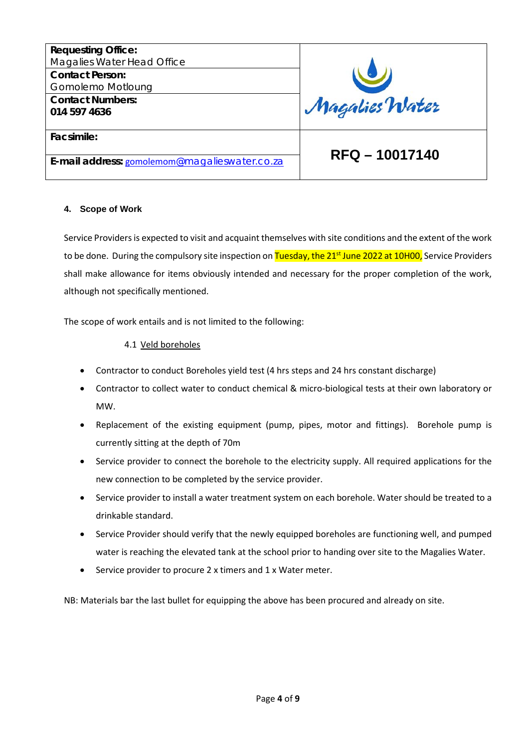| Requesting Office: Magalies Water Head Office | Magalies Water |
|---|---|
| **Contact Person:** Gomolemo Motloung | |
| **Contact Numbers:** **014 597 4636** | |
| **Facsimile:** | **RFQ – 10017140** |
| **E-mail address:** gomolemom@magalieswater.co.za | |

#### 4. Scope of Work

Service Providers is expected to visit and acquaint themselves with site conditions and the extent of the work to be done. During the compulsory site inspection on Tuesday, the 21st June 2022 at 10H00, Service Providers shall make allowance for items obviously intended and necessary for the proper completion of the work, although not specifically mentioned.

The scope of work entails and is not limited to the following:

4.1 Veld boreholes

- Contractor to conduct Boreholes yield test (4 hrs steps and 24 hrs constant discharge)
- Contractor to collect water to conduct chemical & micro-biological tests at their own laboratory or MW.
- Replacement of the existing equipment (pump, pipes, motor and fittings). Borehole pump is currently sitting at the depth of 70m
- Service provider to connect the borehole to the electricity supply. All required applications for the new connection to be completed by the service provider.
- Service provider to install a water treatment system on each borehole. Water should be treated to a drinkable standard.
- Service Provider should verify that the newly equipped boreholes are functioning well, and pumped water is reaching the elevated tank at the school prior to handing over site to the Magalies Water.
- Service provider to procure 2 x timers and 1 x Water meter.

NB: Materials bar the last bullet for equipping the above has been procured and already on site.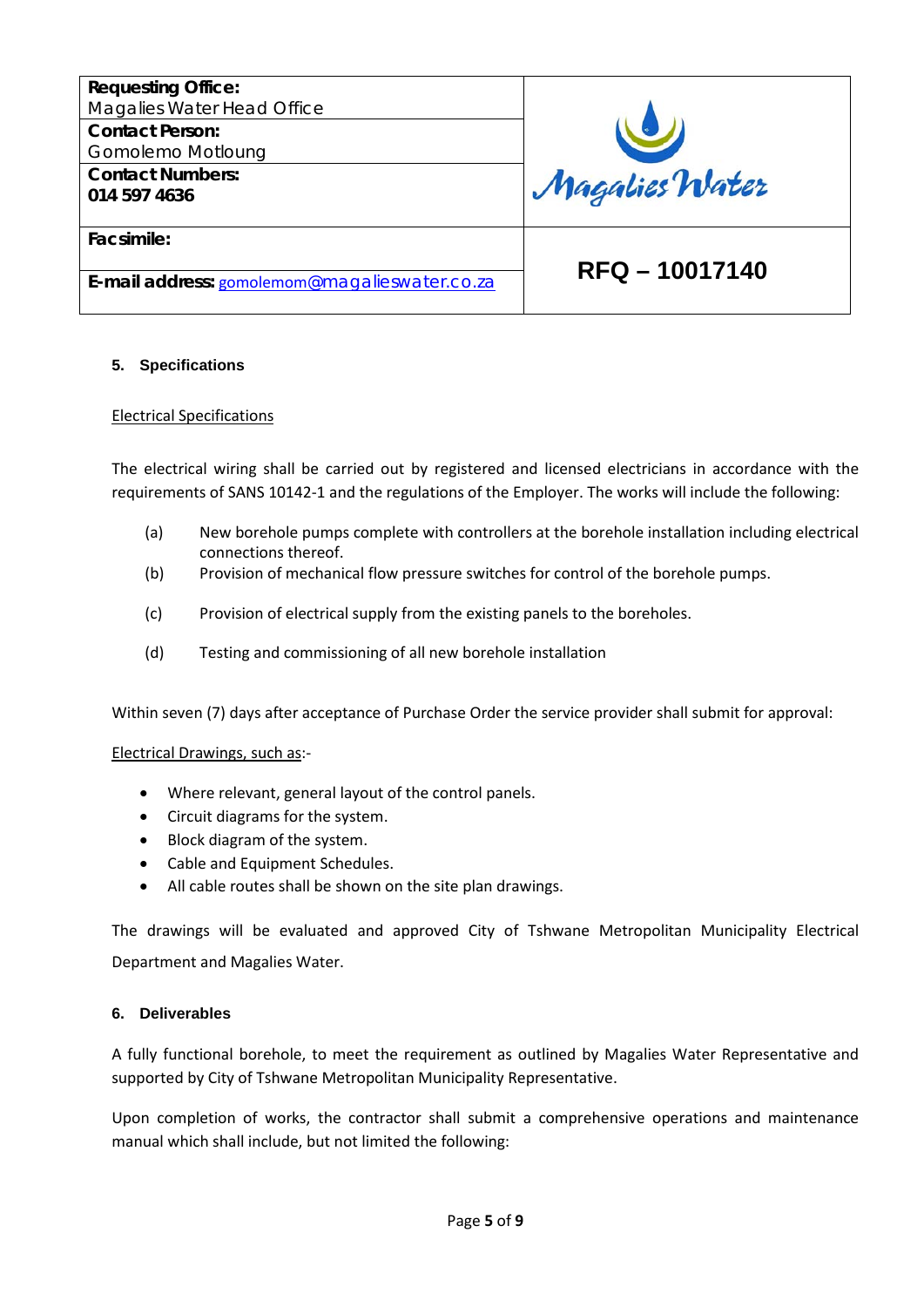| Requesting Office: Magalies Water Head Office | Magalies Water |
| --- | --- |
| Contact Person: Gomolemo Motloung | |
| Contact Numbers: 014 597 4636 | |
| Facsimile: | RFQ – 10017140 |
| E-mail address: gomolemom@magalieswater.co.za | |

## 5. Specifications

Electrical Specifications

The electrical wiring shall be carried out by registered and licensed electricians in accordance with the requirements of SANS 10142-1 and the regulations of the Employer. The works will include the following:

(a) New borehole pumps complete with controllers at the borehole installation including electrical connections thereof.

(b) Provision of mechanical flow pressure switches for control of the borehole pumps.

(c) Provision of electrical supply from the existing panels to the boreholes.

(d) Testing and commissioning of all new borehole installation

Within seven (7) days after acceptance of Purchase Order the service provider shall submit for approval:

Electrical Drawings, such as:-

- Where relevant, general layout of the control panels.
- Circuit diagrams for the system.
- Block diagram of the system.
- Cable and Equipment Schedules.
- All cable routes shall be shown on the site plan drawings.

The drawings will be evaluated and approved City of Tshwane Metropolitan Municipality Electrical Department and Magalies Water.

## 6. Deliverables

A fully functional borehole, to meet the requirement as outlined by Magalies Water Representative and supported by City of Tshwane Metropolitan Municipality Representative.

Upon completion of works, the contractor shall submit a comprehensive operations and maintenance manual which shall include, but not limited the following: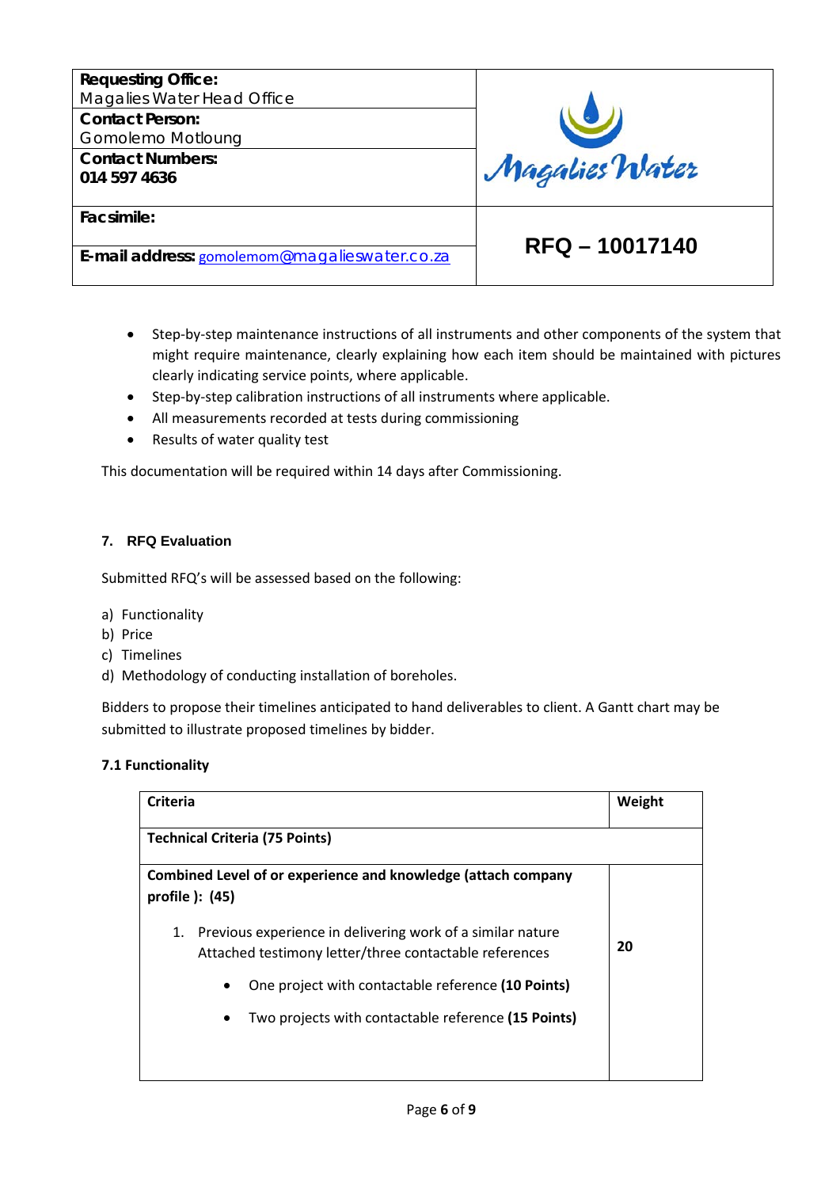| **Requesting Office:** Magalies Water Head Office | Magalies Water |
|---|---|
| **Contact Person:** Gomolemo Motloung | |
| **Contact Numbers:** **014 597 4636** | |
| **Facsimile:** | **RFQ – 10017140** |
| **E-mail address:** gomolemom@magalieswater.co.za | |

- Step-by-step maintenance instructions of all instruments and other components of the system that might require maintenance, clearly explaining how each item should be maintained with pictures clearly indicating service points, where applicable.
- Step-by-step calibration instructions of all instruments where applicable.
- All measurements recorded at tests during commissioning
- Results of water quality test

This documentation will be required within 14 days after Commissioning.

### 7. RFQ Evaluation

Submitted RFQ's will be assessed based on the following:

a) Functionality
b) Price
c) Timelines
d) Methodology of conducting installation of boreholes.

Bidders to propose their timelines anticipated to hand deliverables to client. A Gantt chart may be submitted to illustrate proposed timelines by bidder.

#### 7.1 Functionality

| **Criteria** | **Weight** |
|---|---|
| **Technical Criteria (75 Points)** | |
| **Combined Level of or experience and knowledge (attach company profile ): (45)**<br><br>1. Previous experience in delivering work of a similar nature Attached testimony letter/three contactable references<br>• One project with contactable reference **(10 Points)**<br>• Two projects with contactable reference **(15 Points)** | **20** |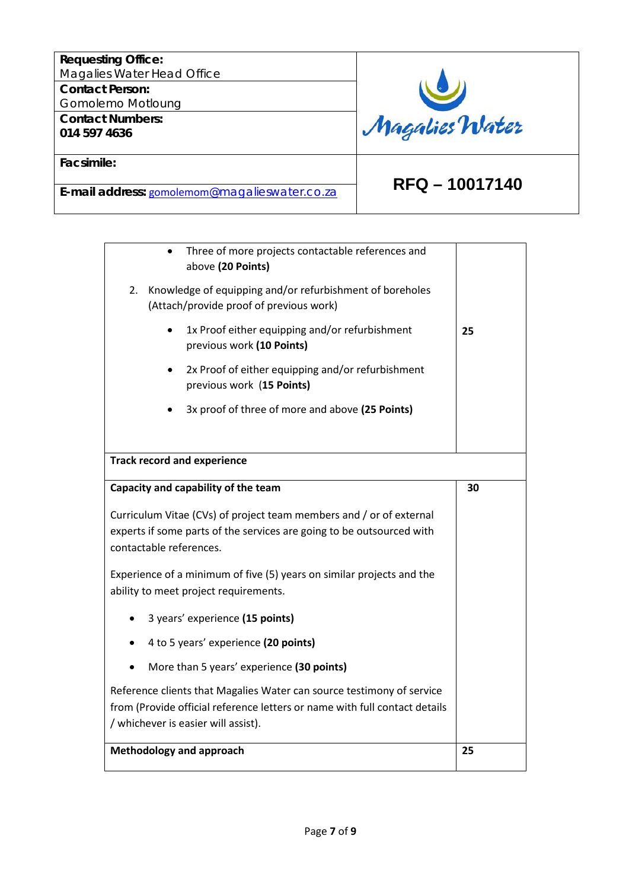| Requesting Office: Magalies Water Head Office | Magalies Water |
|---|---|
| Contact Person: Gomolemo Motloung | |
| Contact Numbers: 014 597 4636 | |
| Facsimile: | RFQ – 10017140 |
| E-mail address: gomolemom@magalieswater.co.za | |

| | |
|---|---|
| • Three of more projects contactable references and above **(20 Points)**<br><br>2. Knowledge of equipping and/or refurbishment of boreholes (Attach/provide proof of previous work)<br><br>• 1x Proof either equipping and/or refurbishment previous work **(10 Points)**<br><br>• 2x Proof of either equipping and/or refurbishment previous work (**15 Points)**<br><br>• 3x proof of three of more and above **(25 Points)** | **25** |
| **Track record and experience** | |
| **Capacity and capability of the team**<br><br>Curriculum Vitae (CVs) of project team members and / or of external experts if some parts of the services are going to be outsourced with contactable references.<br><br>Experience of a minimum of five (5) years on similar projects and the ability to meet project requirements.<br><br>• 3 years' experience **(15 points)**<br><br>• 4 to 5 years' experience **(20 points)**<br><br>• More than 5 years' experience **(30 points)**<br><br>Reference clients that Magalies Water can source testimony of service from (Provide official reference letters or name with full contact details / whichever is easier will assist). | **30** |
| **Methodology and approach** | **25** |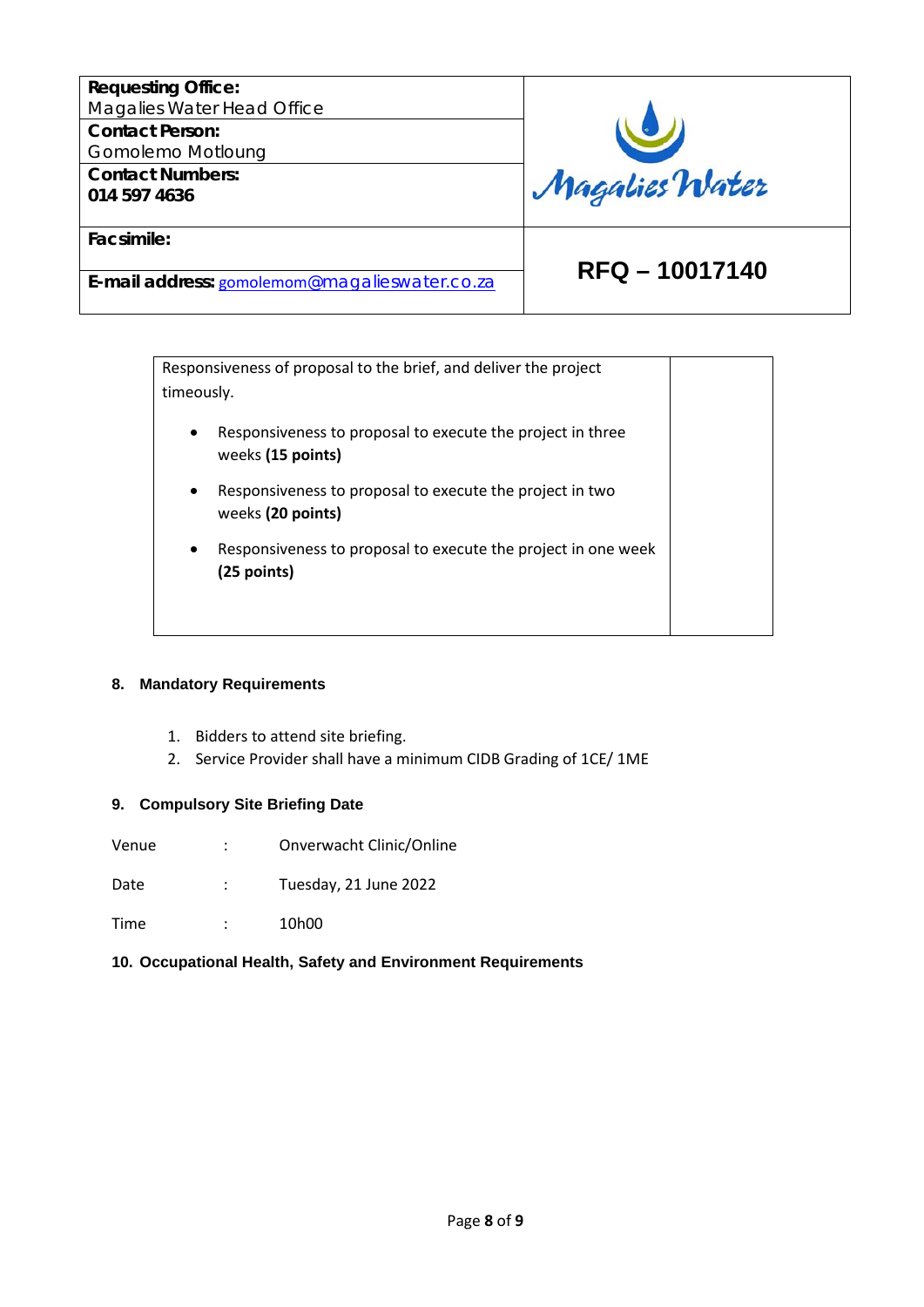| **Requesting Office:** Magalies Water Head Office | |
|---|---|
| **Contact Person:** Gomolemo Motloung | |
| **Contact Numbers:** **014 597 4636** | |
| **Facsimile:** | **RFQ – 10017140** |
| **E-mail address:** gomolemom@magalieswater.co.za | |

| Responsiveness of proposal to the brief, and deliver the project timeously. | |
|---|---|
| • Responsiveness to proposal to execute the project in three weeks **(15 points)**<br>• Responsiveness to proposal to execute the project in two weeks **(20 points)**<br>• Responsiveness to proposal to execute the project in one week **(25 points)** | |

#### 8. Mandatory Requirements

1. Bidders to attend site briefing.
2. Service Provider shall have a minimum CIDB Grading of 1CE/ 1ME

#### 9. Compulsory Site Briefing Date

Venue : Onverwacht Clinic/Online

Date : Tuesday, 21 June 2022

Time : 10h00

#### 10. Occupational Health, Safety and Environment Requirements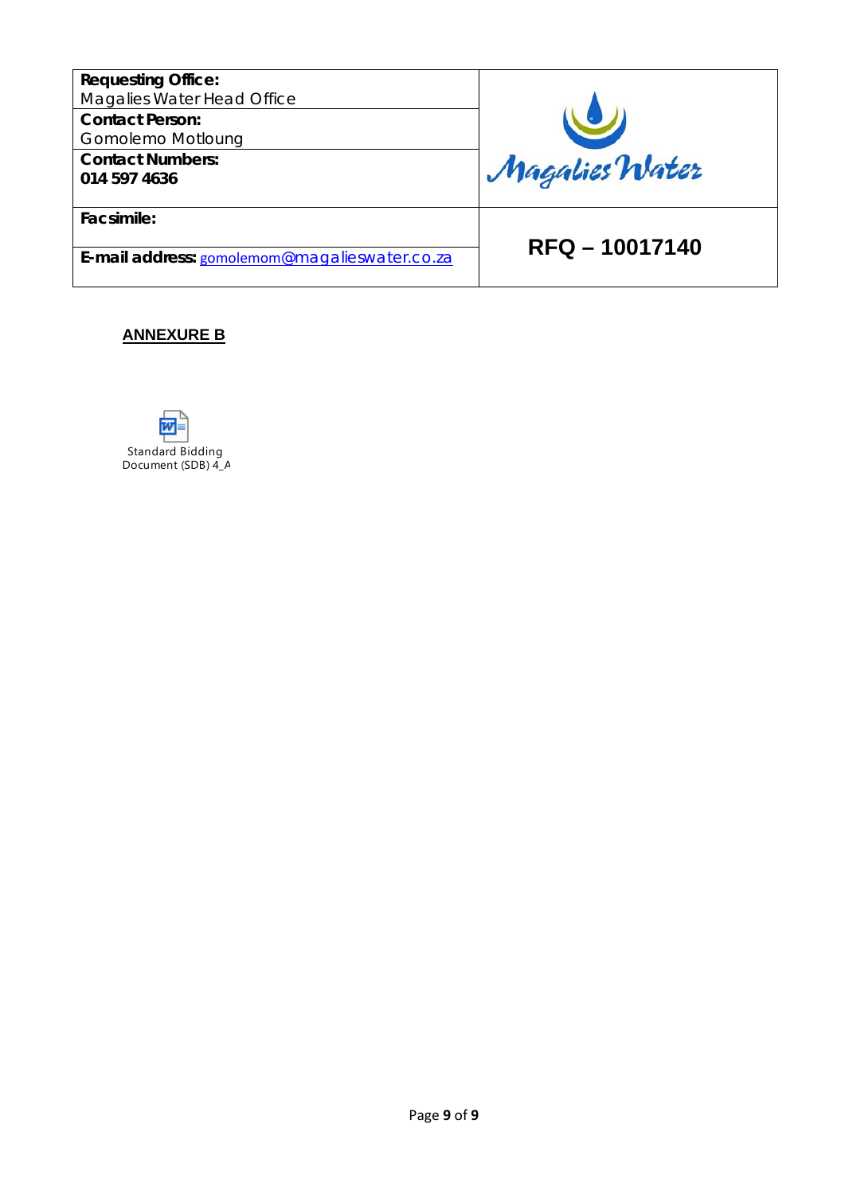| | |
|---|---|
| **Requesting Office:** Magalies Water Head Office | Magalies Water |
| **Contact Person:** Gomolemo Motloung | |
| **Contact Numbers:** **014 597 4636** | |
| **Facsimile:** | **RFQ – 10017140** |
| **E-mail address:** gomolemom@magalieswater.co.za | |

**ANNEXURE B**

Standard Bidding Document (SDB) 4_A